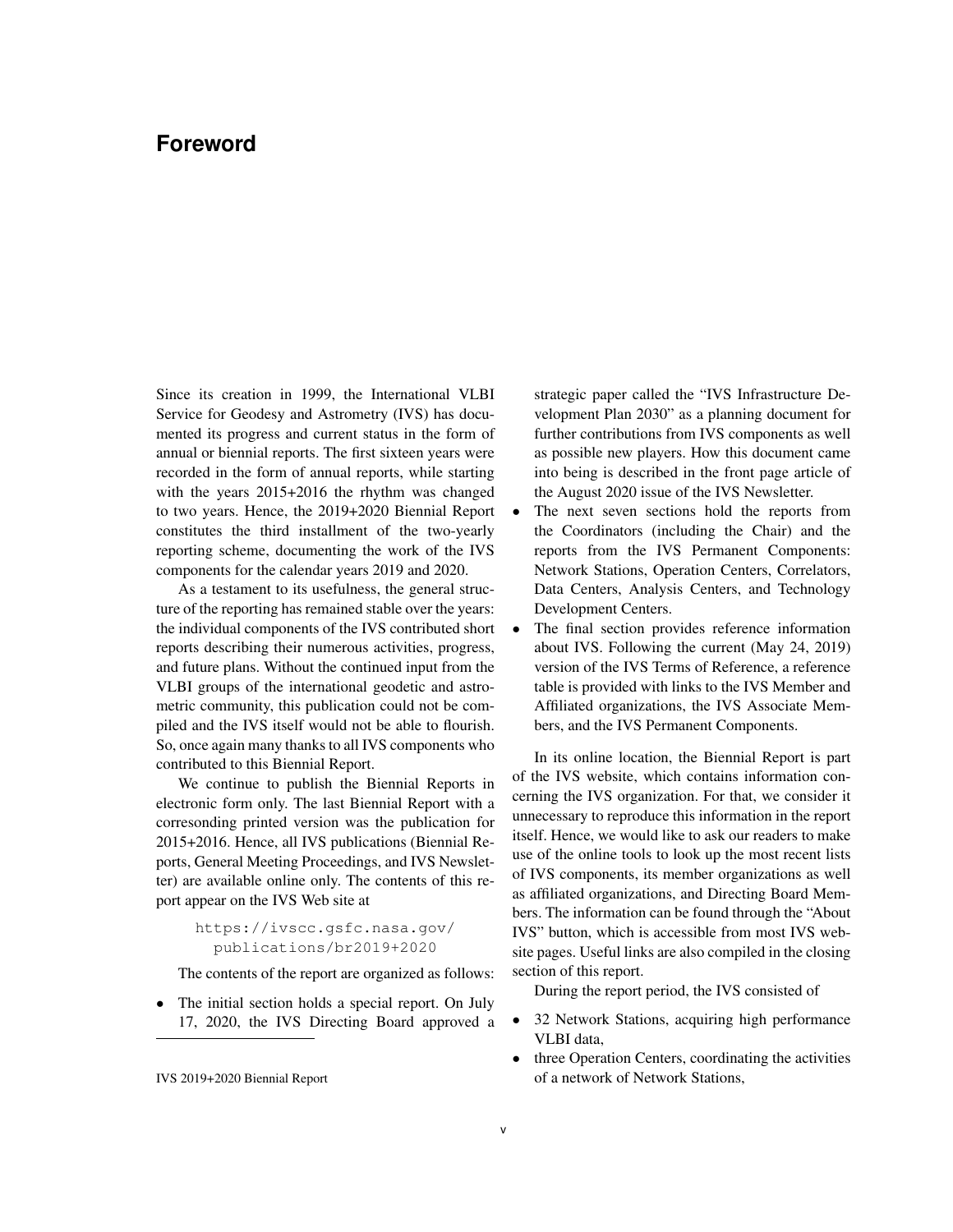# Foreword

Since its creation in 1999, the International VLBI Service for Geodesy and Astrometry (IVS) has documented its progress and current status in the form of annual or biennial reports. The first sixteen years were recorded in the form of annual reports, while starting with the years 2015+2016 the rhythm was changed to two years. Hence, the 2019+2020 Biennial Report constitutes the third installment of the two-yearly reporting scheme, documenting the work of the IVS components for the calendar years 2019 and 2020.

As a testament to its usefulness, the general structure of the reporting has remained stable over the years: the individual components of the IVS contributed short reports describing their numerous activities, progress, and future plans. Without the continued input from the VLBI groups of the international geodetic and astrometric community, this publication could not be compiled and the IVS itself would not be able to flourish. So, once again many thanks to all IVS components who contributed to this Biennial Report.

We continue to publish the Biennial Reports in electronic form only. The last Biennial Report with a corresonding printed version was the publication for 2015+2016. Hence, all IVS publications (Biennial Reports, General Meeting Proceedings, and IVS Newsletter) are available online only. The contents of this report appear on the IVS Web site at

```
https://ivscc.gsfc.nasa.gov/
publications/br2019+2020
```

The contents of the report are organized as follows:

- The initial section holds a special report. On July 17, 2020, the IVS Directing Board approved a strategic paper called the "IVS Infrastructure Development Plan 2030" as a planning document for further contributions from IVS components as well as possible new players. How this document came into being is described in the front page article of the August 2020 issue of the IVS Newsletter.
- The next seven sections hold the reports from the Coordinators (including the Chair) and the reports from the IVS Permanent Components: Network Stations, Operation Centers, Correlators, Data Centers, Analysis Centers, and Technology Development Centers.
- The final section provides reference information about IVS. Following the current (May 24, 2019) version of the IVS Terms of Reference, a reference table is provided with links to the IVS Member and Affiliated organizations, the IVS Associate Members, and the IVS Permanent Components.

In its online location, the Biennial Report is part of the IVS website, which contains information concerning the IVS organization. For that, we consider it unnecessary to reproduce this information in the report itself. Hence, we would like to ask our readers to make use of the online tools to look up the most recent lists of IVS components, its member organizations as well as affiliated organizations, and Directing Board Members. The information can be found through the "About IVS" button, which is accessible from most IVS website pages. Useful links are also compiled in the closing section of this report.

During the report period, the IVS consisted of

- 32 Network Stations, acquiring high performance VLBI data,
- three Operation Centers, coordinating the activities of a network of Network Stations,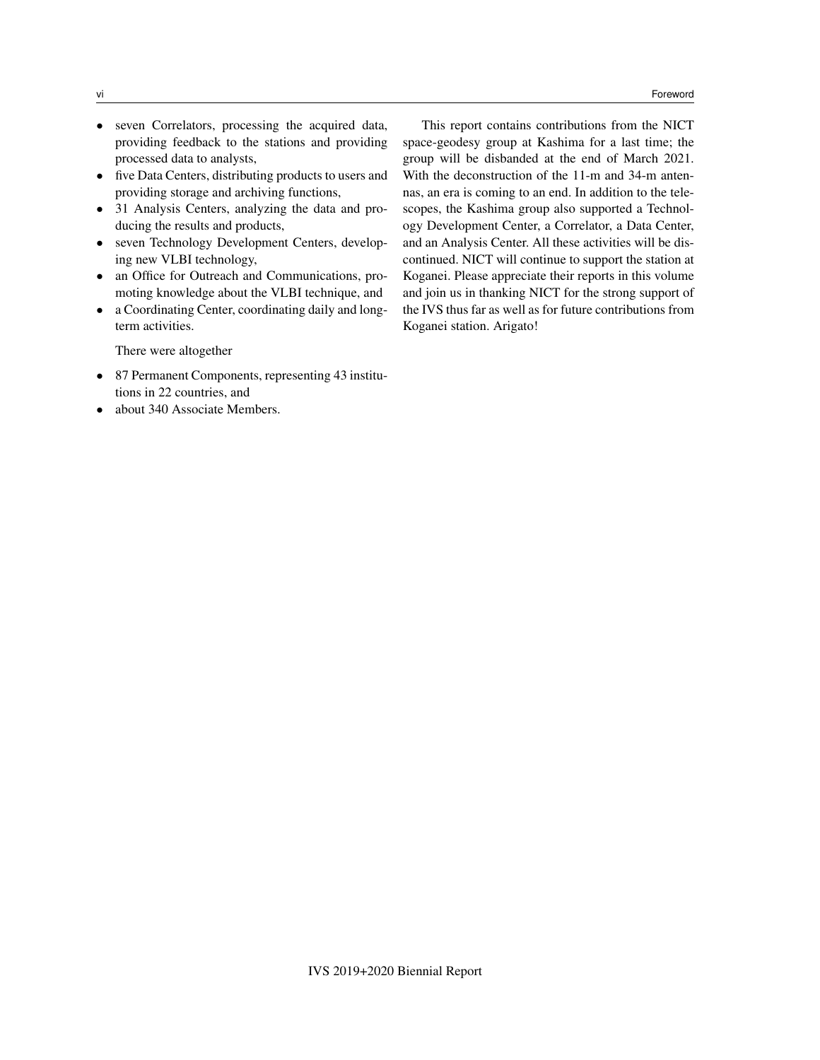- seven Correlators, processing the acquired data, providing feedback to the stations and providing processed data to analysts,
- five Data Centers, distributing products to users and providing storage and archiving functions,
- 31 Analysis Centers, analyzing the data and producing the results and products,
- seven Technology Development Centers, developing new VLBI technology,
- an Office for Outreach and Communications, promoting knowledge about the VLBI technique, and
- a Coordinating Center, coordinating daily and long-term activities.

There were altogether

- 87 Permanent Components, representing 43 institutions in 22 countries, and
- about 340 Associate Members.

This report contains contributions from the NICT space-geodesy group at Kashima for a last time; the group will be disbanded at the end of March 2021. With the deconstruction of the 11-m and 34-m antennas, an era is coming to an end. In addition to the telescopes, the Kashima group also supported a Technology Development Center, a Correlator, a Data Center, and an Analysis Center. All these activities will be discontinued. NICT will continue to support the station at Koganei. Please appreciate their reports in this volume and join us in thanking NICT for the strong support of the IVS thus far as well as for future contributions from Koganei station. Arigato!